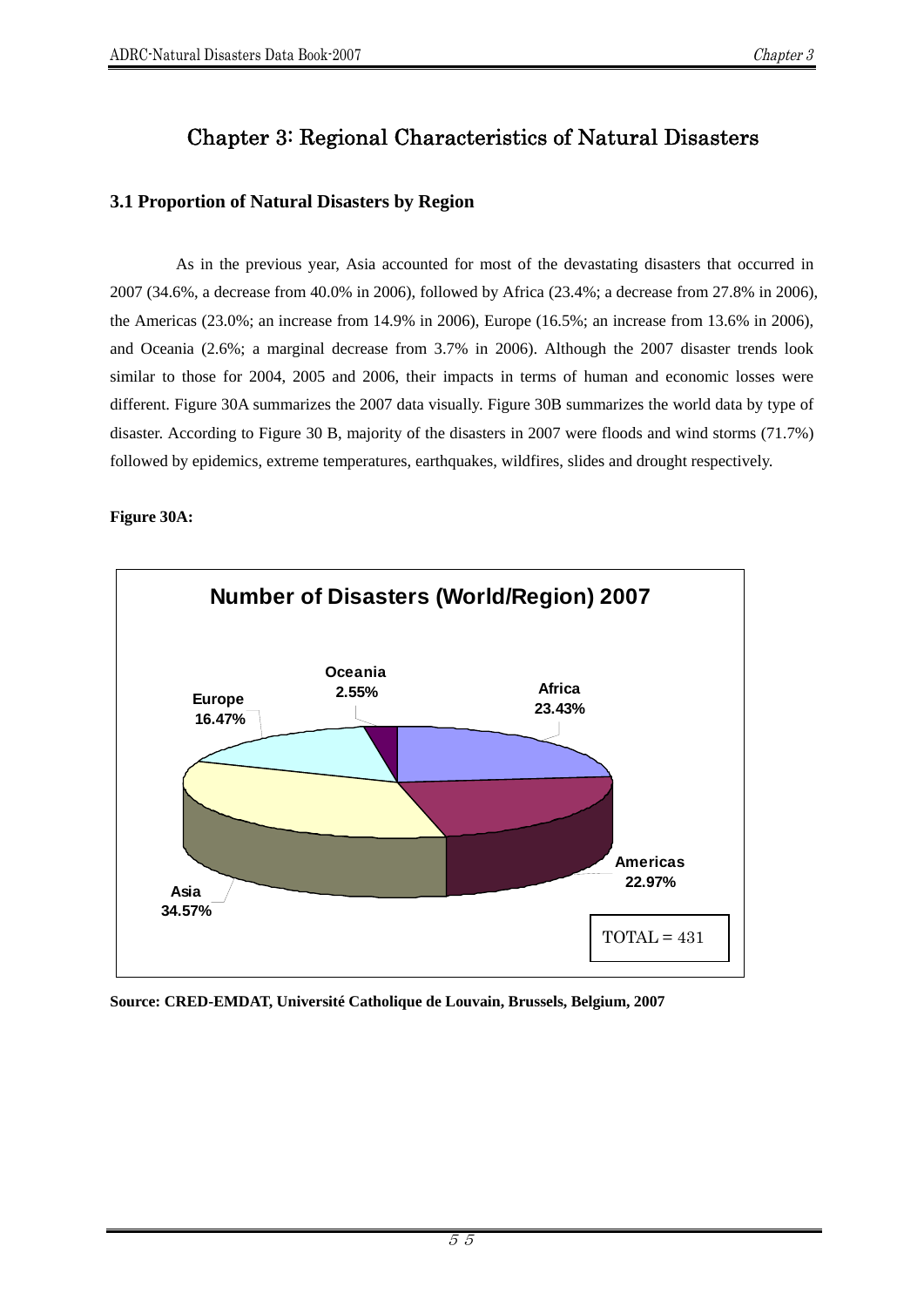# Chapter 3: Regional Characteristics of Natural Disasters

## 3.1 Proportion of Natural Disasters by Region

As in the previous year, Asia accounted for most of the devastating disasters that occurred in 2007 (34.6%, a decrease from 40.0% in 2006), followed by Africa (23.4%; a decrease from 27.8% in 2006), the Americas (23.0%; an increase from 14.9% in 2006), Europe (16.5%; an increase from 13.6% in 2006), and Oceania (2.6%; a marginal decrease from 3.7% in 2006). Although the 2007 disaster trends look similar to those for 2004, 2005 and 2006, their impacts in terms of human and economic losses were different. Figure 30A summarizes the 2007 data visually. Figure 30B summarizes the world data by type of disaster. According to Figure 30 B, majority of the disasters in 2007 were floods and wind storms (71.7%) followed by epidemics, extreme temperatures, earthquakes, wildfires, slides and drought respectively.

**Figure 30A:**

**Number of Disasters (World/Region) 2007**

| Region | Share |
| --- | --- |
| Africa | 23.43% |
| Americas | 22.97% |
| Asia | 34.57% |
| Europe | 16.47% |
| Oceania | 2.55% |

TOTAL = 431

**Source: CRED-EMDAT, Université Catholique de Louvain, Brussels, Belgium, 2007**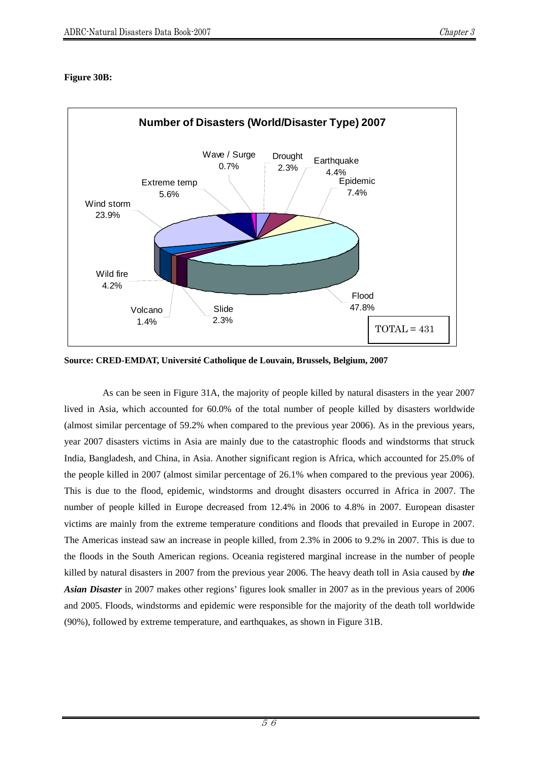**Figure 30B:**

**Number of Disasters (World/Disaster Type) 2007**

| Disaster Type | Percentage |
|---|---|
| Wave / Surge | 0.7% |
| Drought | 2.3% |
| Earthquake | 4.4% |
| Epidemic | 7.4% |
| Flood | 47.8% |
| Slide | 2.3% |
| Volcano | 1.4% |
| Wild fire | 4.2% |
| Wind storm | 23.9% |
| Extreme temp | 5.6% |

TOTAL = 431

**Source: CRED-EMDAT, Université Catholique de Louvain, Brussels, Belgium, 2007**

As can be seen in Figure 31A, the majority of people killed by natural disasters in the year 2007 lived in Asia, which accounted for 60.0% of the total number of people killed by disasters worldwide (almost similar percentage of 59.2% when compared to the previous year 2006). As in the previous years, year 2007 disasters victims in Asia are mainly due to the catastrophic floods and windstorms that struck India, Bangladesh, and China, in Asia. Another significant region is Africa, which accounted for 25.0% of the people killed in 2007 (almost similar percentage of 26.1% when compared to the previous year 2006). This is due to the flood, epidemic, windstorms and drought disasters occurred in Africa in 2007. The number of people killed in Europe decreased from 12.4% in 2006 to 4.8% in 2007. European disaster victims are mainly from the extreme temperature conditions and floods that prevailed in Europe in 2007. The Americas instead saw an increase in people killed, from 2.3% in 2006 to 9.2% in 2007. This is due to the floods in the South American regions. Oceania registered marginal increase in the number of people killed by natural disasters in 2007 from the previous year 2006. The heavy death toll in Asia caused by ***the Asian Disaster*** in 2007 makes other regions' figures look smaller in 2007 as in the previous years of 2006 and 2005. Floods, windstorms and epidemic were responsible for the majority of the death toll worldwide (90%), followed by extreme temperature, and earthquakes, as shown in Figure 31B.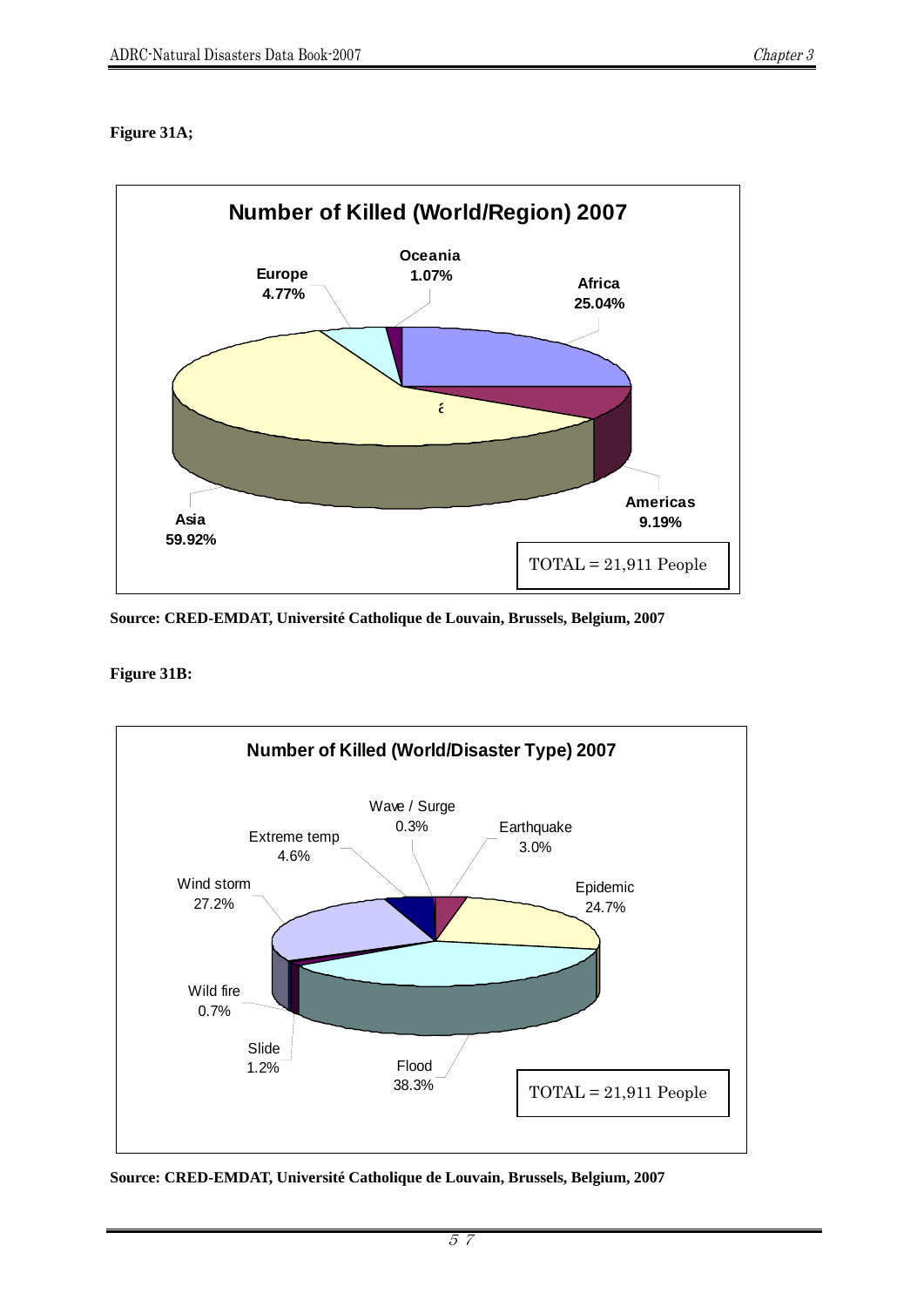**Figure 31A;**

**Number of Killed (World/Region) 2007**

- Africa 25.04%
- Americas 9.19%
- Asia 59.92%
- Europe 4.77%
- Oceania 1.07%

TOTAL = 21,911 People

**Source: CRED-EMDAT, Université Catholique de Louvain, Brussels, Belgium, 2007**

**Figure 31B:**

**Number of Killed (World/Disaster Type) 2007**

- Earthquake 3.0%
- Epidemic 24.7%
- Flood 38.3%
- Slide 1.2%
- Wild fire 0.7%
- Wind storm 27.2%
- Extreme temp 4.6%
- Wave / Surge 0.3%

TOTAL = 21,911 People

**Source: CRED-EMDAT, Université Catholique de Louvain, Brussels, Belgium, 2007**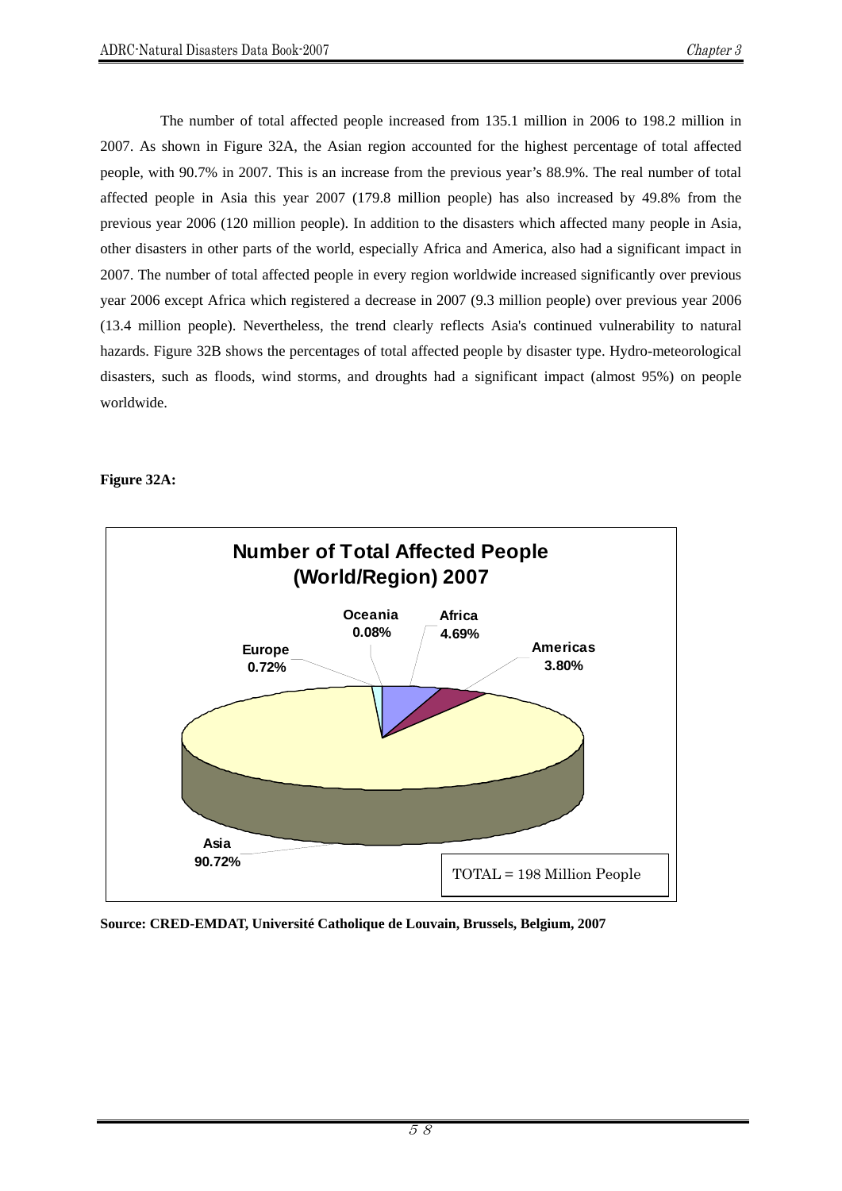The number of total affected people increased from 135.1 million in 2006 to 198.2 million in 2007. As shown in Figure 32A, the Asian region accounted for the highest percentage of total affected people, with 90.7% in 2007. This is an increase from the previous year's 88.9%. The real number of total affected people in Asia this year 2007 (179.8 million people) has also increased by 49.8% from the previous year 2006 (120 million people). In addition to the disasters which affected many people in Asia, other disasters in other parts of the world, especially Africa and America, also had a significant impact in 2007. The number of total affected people in every region worldwide increased significantly over previous year 2006 except Africa which registered a decrease in 2007 (9.3 million people) over previous year 2006 (13.4 million people). Nevertheless, the trend clearly reflects Asia's continued vulnerability to natural hazards. Figure 32B shows the percentages of total affected people by disaster type. Hydro-meteorological disasters, such as floods, wind storms, and droughts had a significant impact (almost 95%) on people worldwide.

**Figure 32A:**

**Number of Total Affected People (World/Region) 2007**

| Region | Percentage |
|---|---|
| Asia | 90.72% |
| Africa | 4.69% |
| Americas | 3.80% |
| Europe | 0.72% |
| Oceania | 0.08% |

TOTAL = 198 Million People

**Source: CRED-EMDAT, Université Catholique de Louvain, Brussels, Belgium, 2007**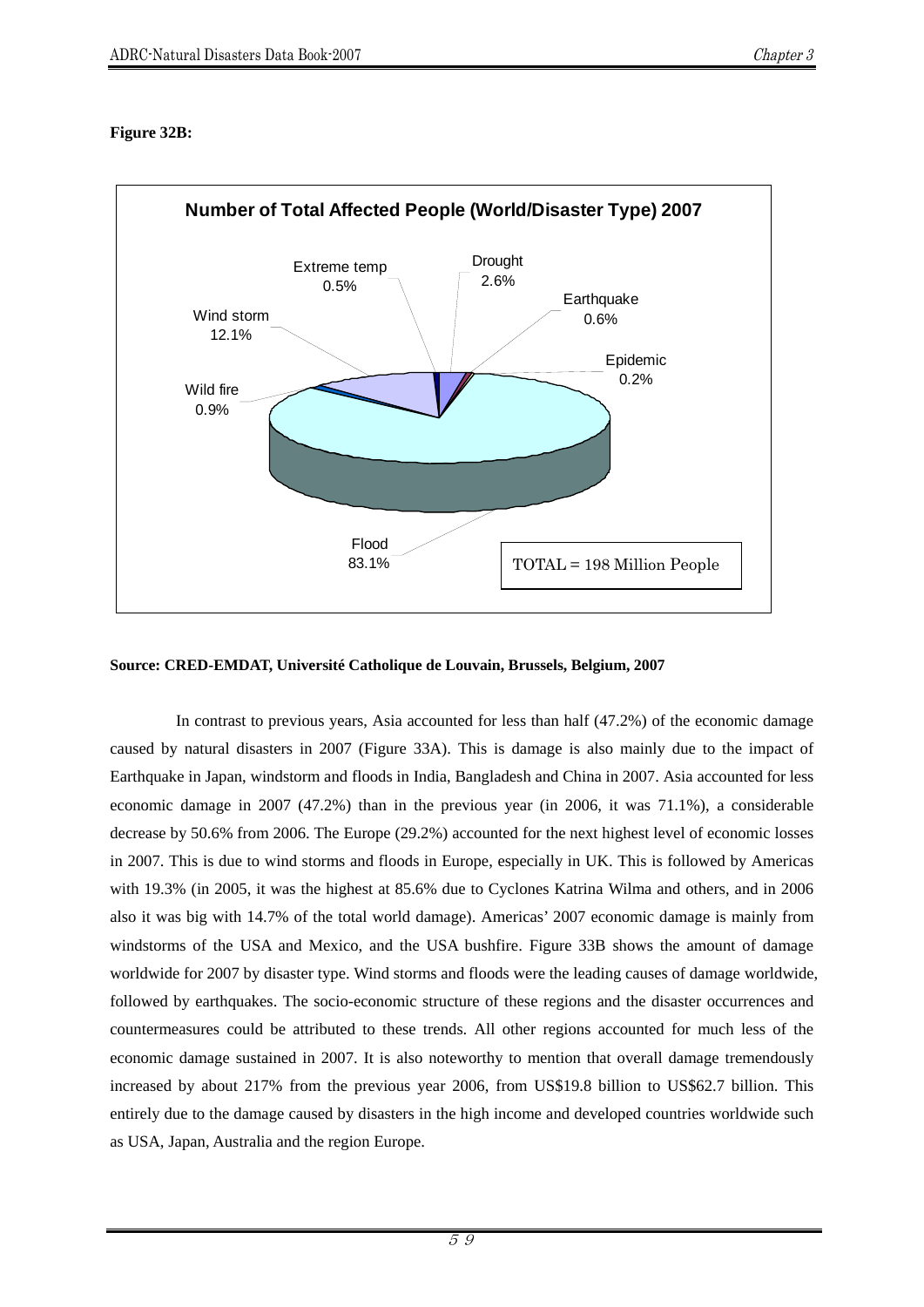**Figure 32B:**

**Number of Total Affected People (World/Disaster Type) 2007**

| Disaster Type | Share |
|---|---|
| Drought | 2.6% |
| Earthquake | 0.6% |
| Epidemic | 0.2% |
| Flood | 83.1% |
| Wild fire | 0.9% |
| Wind storm | 12.1% |
| Extreme temp | 0.5% |

TOTAL = 198 Million People

**Source: CRED-EMDAT, Université Catholique de Louvain, Brussels, Belgium, 2007**

In contrast to previous years, Asia accounted for less than half (47.2%) of the economic damage caused by natural disasters in 2007 (Figure 33A). This is damage is also mainly due to the impact of Earthquake in Japan, windstorm and floods in India, Bangladesh and China in 2007. Asia accounted for less economic damage in 2007 (47.2%) than in the previous year (in 2006, it was 71.1%), a considerable decrease by 50.6% from 2006. The Europe (29.2%) accounted for the next highest level of economic losses in 2007. This is due to wind storms and floods in Europe, especially in UK. This is followed by Americas with 19.3% (in 2005, it was the highest at 85.6% due to Cyclones Katrina Wilma and others, and in 2006 also it was big with 14.7% of the total world damage). Americas' 2007 economic damage is mainly from windstorms of the USA and Mexico, and the USA bushfire. Figure 33B shows the amount of damage worldwide for 2007 by disaster type. Wind storms and floods were the leading causes of damage worldwide, followed by earthquakes. The socio-economic structure of these regions and the disaster occurrences and countermeasures could be attributed to these trends. All other regions accounted for much less of the economic damage sustained in 2007. It is also noteworthy to mention that overall damage tremendously increased by about 217% from the previous year 2006, from US$19.8 billion to US$62.7 billion. This entirely due to the damage caused by disasters in the high income and developed countries worldwide such as USA, Japan, Australia and the region Europe.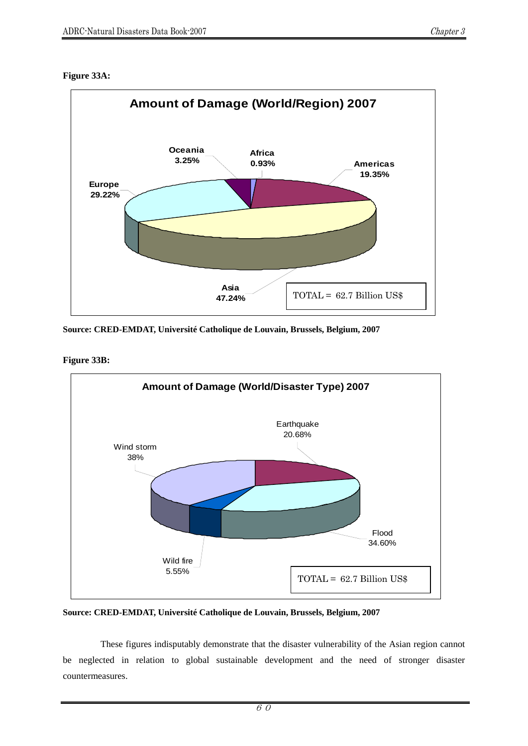**Figure 33A:**

**Amount of Damage (World/Region) 2007**

| Region | Share |
|---|---|
| Africa | 0.93% |
| Americas | 19.35% |
| Asia | 47.24% |
| Europe | 29.22% |
| Oceania | 3.25% |

TOTAL = 62.7 Billion US$

**Source: CRED-EMDAT, Université Catholique de Louvain, Brussels, Belgium, 2007**

**Figure 33B:**

**Amount of Damage (World/Disaster Type) 2007**

| Disaster Type | Share |
|---|---|
| Earthquake | 20.68% |
| Flood | 34.60% |
| Wild fire | 5.55% |
| Wind storm | 38% |

TOTAL = 62.7 Billion US$

**Source: CRED-EMDAT, Université Catholique de Louvain, Brussels, Belgium, 2007**

These figures indisputably demonstrate that the disaster vulnerability of the Asian region cannot be neglected in relation to global sustainable development and the need of stronger disaster countermeasures.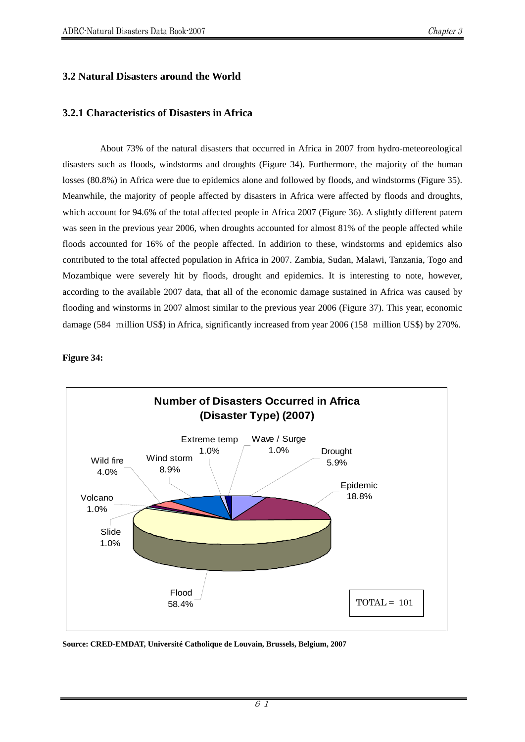## 3.2 Natural Disasters around the World

### 3.2.1 Characteristics of Disasters in Africa

About 73% of the natural disasters that occurred in Africa in 2007 from hydro-meteoreological disasters such as floods, windstorms and droughts (Figure 34). Furthermore, the majority of the human losses (80.8%) in Africa were due to epidemics alone and followed by floods, and windstorms (Figure 35). Meanwhile, the majority of people affected by disasters in Africa were affected by floods and droughts, which account for 94.6% of the total affected people in Africa 2007 (Figure 36). A slightly different patern was seen in the previous year 2006, when droughts accounted for almost 81% of the people affected while floods accounted for 16% of the people affected. In addirion to these, windstorms and epidemics also contributed to the total affected population in Africa in 2007. Zambia, Sudan, Malawi, Tanzania, Togo and Mozambique were severely hit by floods, drought and epidemics. It is interesting to note, however, according to the available 2007 data, that all of the economic damage sustained in Africa was caused by flooding and winstorms in 2007 almost similar to the previous year 2006 (Figure 37). This year, economic damage (584 million US$) in Africa, significantly increased from year 2006 (158 million US$) by 270%.

**Figure 34:**

**Number of Disasters Occurred in Africa (Disaster Type) (2007)**

| Disaster Type | Share |
|---|---|
| Flood | 58.4% |
| Epidemic | 18.8% |
| Wind storm | 8.9% |
| Drought | 5.9% |
| Wild fire | 4.0% |
| Extreme temp | 1.0% |
| Wave / Surge | 1.0% |
| Volcano | 1.0% |
| Slide | 1.0% |

TOTAL = 101

**Source: CRED-EMDAT, Université Catholique de Louvain, Brussels, Belgium, 2007**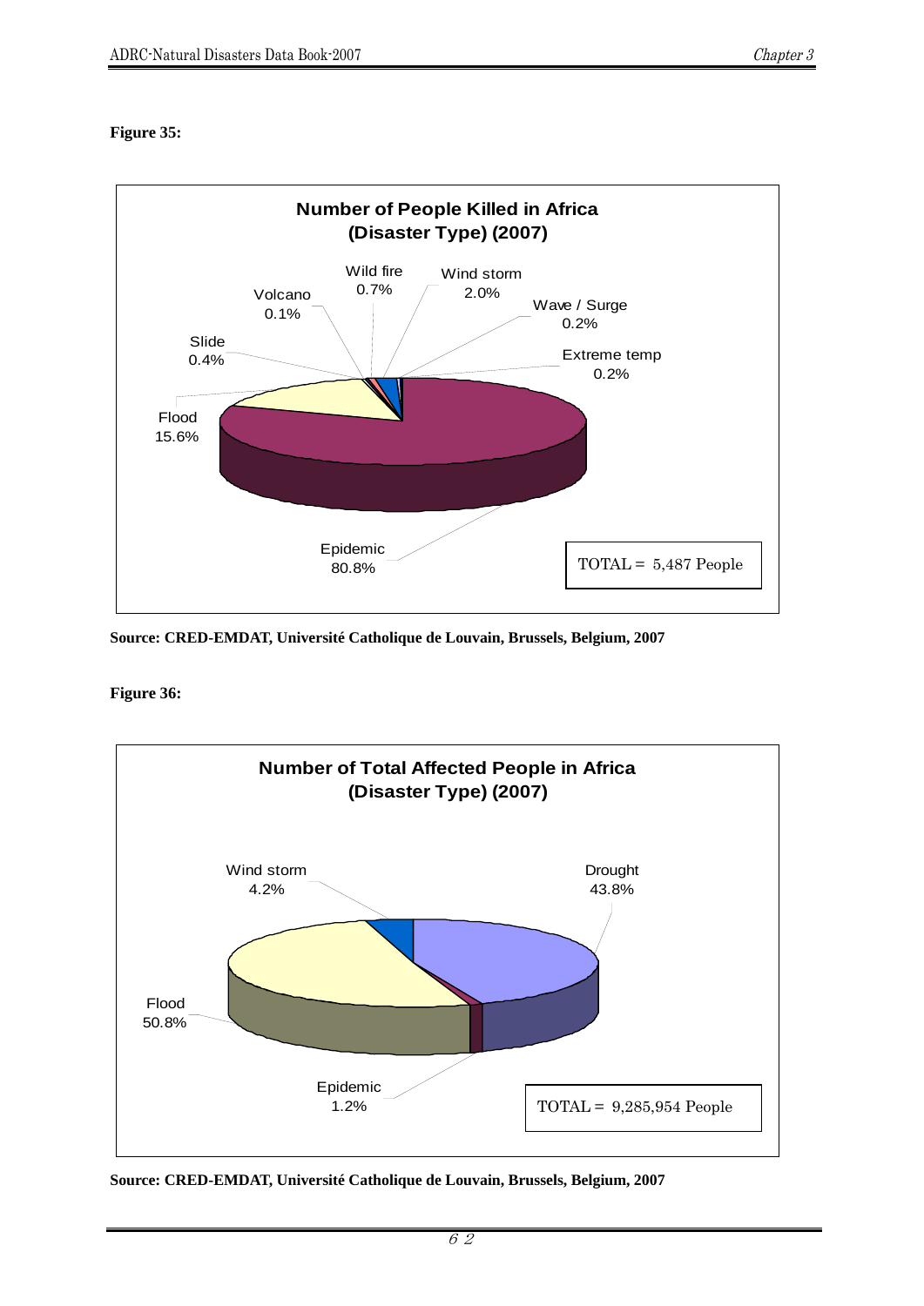**Figure 35:**

**Number of People Killed in Africa (Disaster Type) (2007)**

| Disaster Type | Percentage |
|---|---|
| Epidemic | 80.8% |
| Flood | 15.6% |
| Slide | 0.4% |
| Volcano | 0.1% |
| Wild fire | 0.7% |
| Wind storm | 2.0% |
| Wave / Surge | 0.2% |
| Extreme temp | 0.2% |

TOTAL = 5,487 People

**Source: CRED-EMDAT, Université Catholique de Louvain, Brussels, Belgium, 2007**

**Figure 36:**

**Number of Total Affected People in Africa (Disaster Type) (2007)**

| Disaster Type | Percentage |
|---|---|
| Drought | 43.8% |
| Epidemic | 1.2% |
| Flood | 50.8% |
| Wind storm | 4.2% |

TOTAL = 9,285,954 People

**Source: CRED-EMDAT, Université Catholique de Louvain, Brussels, Belgium, 2007**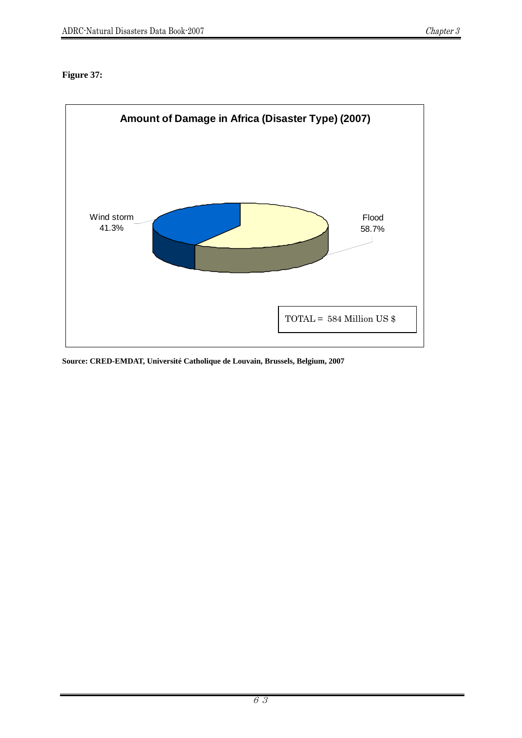**Figure 37:**

**Amount of Damage in Africa (Disaster Type) (2007)**

Wind storm 41.3%

Flood 58.7%

TOTAL = 584 Million US $

**Source: CRED-EMDAT, Université Catholique de Louvain, Brussels, Belgium, 2007**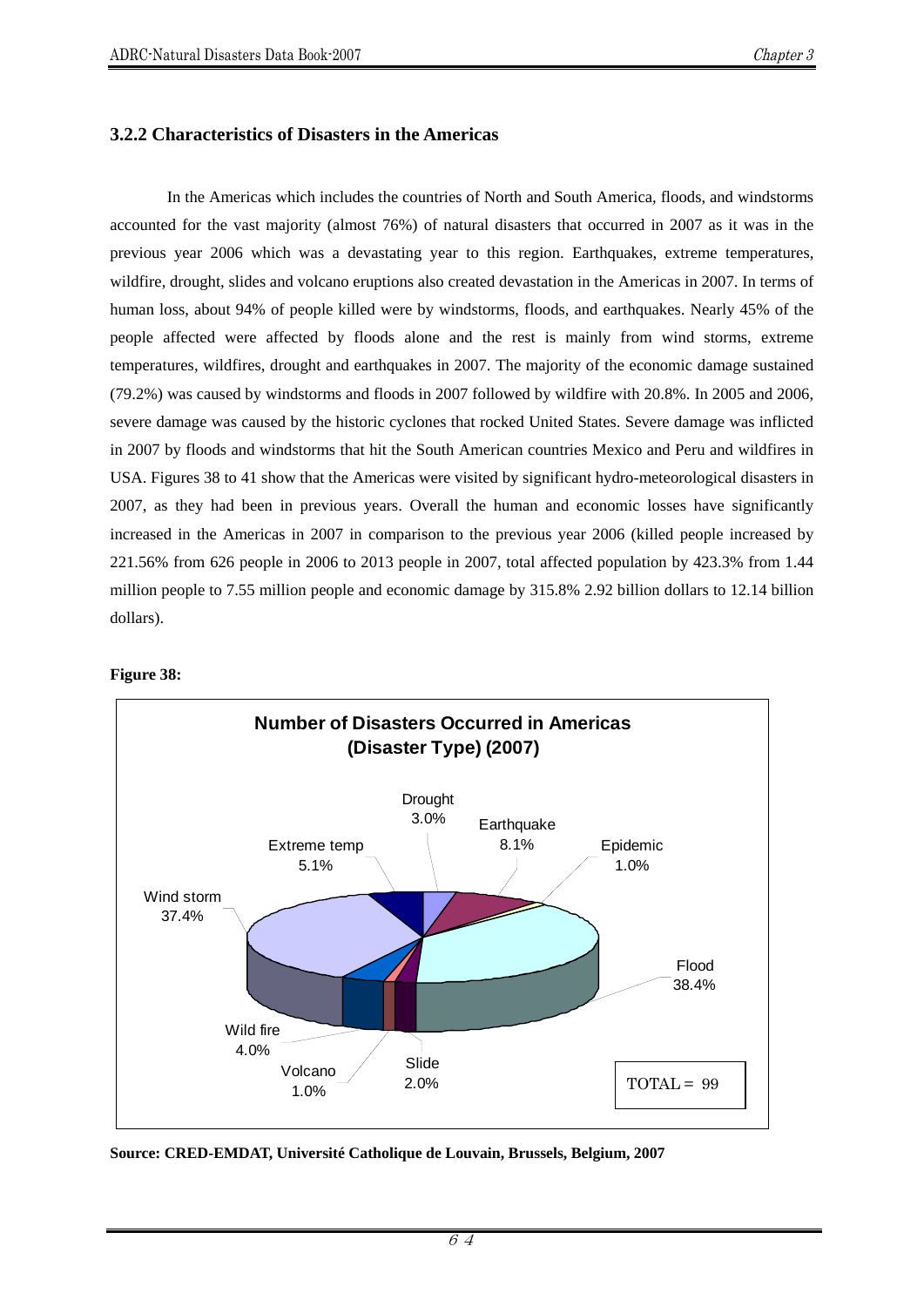### 3.2.2 Characteristics of Disasters in the Americas

In the Americas which includes the countries of North and South America, floods, and windstorms accounted for the vast majority (almost 76%) of natural disasters that occurred in 2007 as it was in the previous year 2006 which was a devastating year to this region. Earthquakes, extreme temperatures, wildfire, drought, slides and volcano eruptions also created devastation in the Americas in 2007. In terms of human loss, about 94% of people killed were by windstorms, floods, and earthquakes. Nearly 45% of the people affected were affected by floods alone and the rest is mainly from wind storms, extreme temperatures, wildfires, drought and earthquakes in 2007. The majority of the economic damage sustained (79.2%) was caused by windstorms and floods in 2007 followed by wildfire with 20.8%. In 2005 and 2006, severe damage was caused by the historic cyclones that rocked United States. Severe damage was inflicted in 2007 by floods and windstorms that hit the South American countries Mexico and Peru and wildfires in USA. Figures 38 to 41 show that the Americas were visited by significant hydro-meteorological disasters in 2007, as they had been in previous years. Overall the human and economic losses have significantly increased in the Americas in 2007 in comparison to the previous year 2006 (killed people increased by 221.56% from 626 people in 2006 to 2013 people in 2007, total affected population by 423.3% from 1.44 million people to 7.55 million people and economic damage by 315.8% 2.92 billion dollars to 12.14 billion dollars).

**Figure 38:**

**Number of Disasters Occurred in Americas (Disaster Type) (2007)**

| Disaster Type | Share |
|---|---|
| Drought | 3.0% |
| Earthquake | 8.1% |
| Epidemic | 1.0% |
| Flood | 38.4% |
| Slide | 2.0% |
| Volcano | 1.0% |
| Wild fire | 4.0% |
| Wind storm | 37.4% |
| Extreme temp | 5.1% |

TOTAL = 99

**Source: CRED-EMDAT, Université Catholique de Louvain, Brussels, Belgium, 2007**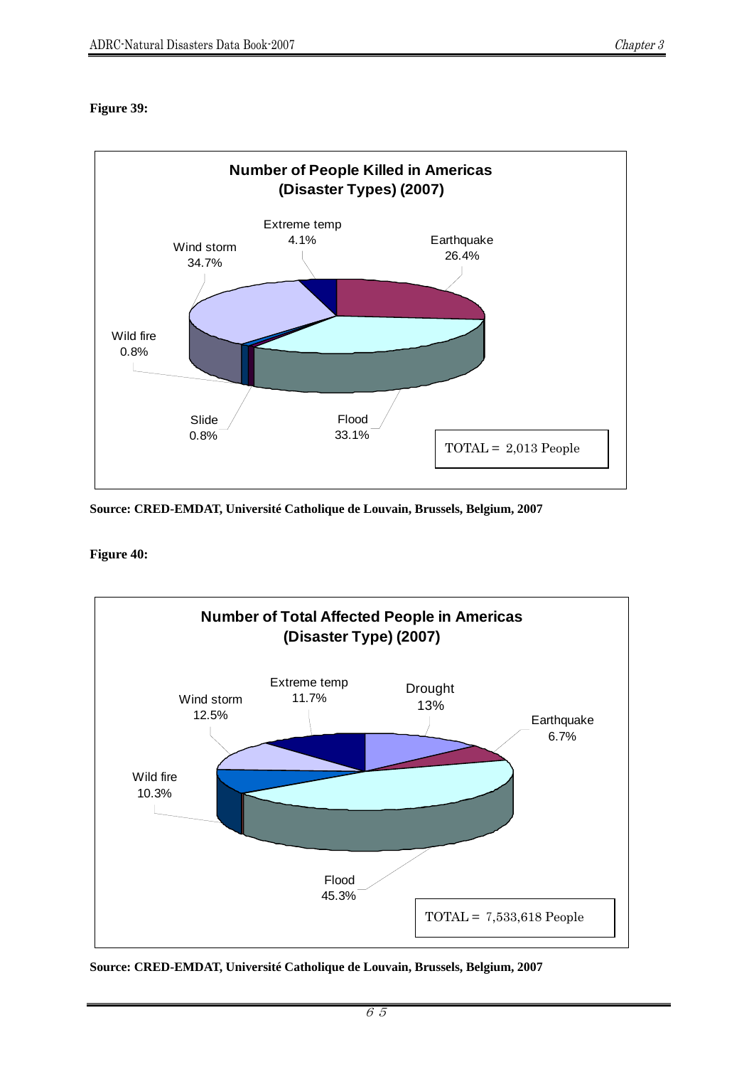**Figure 39:**

**Number of People Killed in Americas (Disaster Types) (2007)**

| Disaster Type | Percentage |
| --- | --- |
| Extreme temp | 4.1% |
| Earthquake | 26.4% |
| Wind storm | 34.7% |
| Wild fire | 0.8% |
| Slide | 0.8% |
| Flood | 33.1% |

TOTAL = 2,013 People

**Source: CRED-EMDAT, Université Catholique de Louvain, Brussels, Belgium, 2007**

**Figure 40:**

**Number of Total Affected People in Americas (Disaster Type) (2007)**

| Disaster Type | Percentage |
| --- | --- |
| Extreme temp | 11.7% |
| Drought | 13% |
| Wind storm | 12.5% |
| Earthquake | 6.7% |
| Wild fire | 10.3% |
| Flood | 45.3% |

TOTAL = 7,533,618 People

**Source: CRED-EMDAT, Université Catholique de Louvain, Brussels, Belgium, 2007**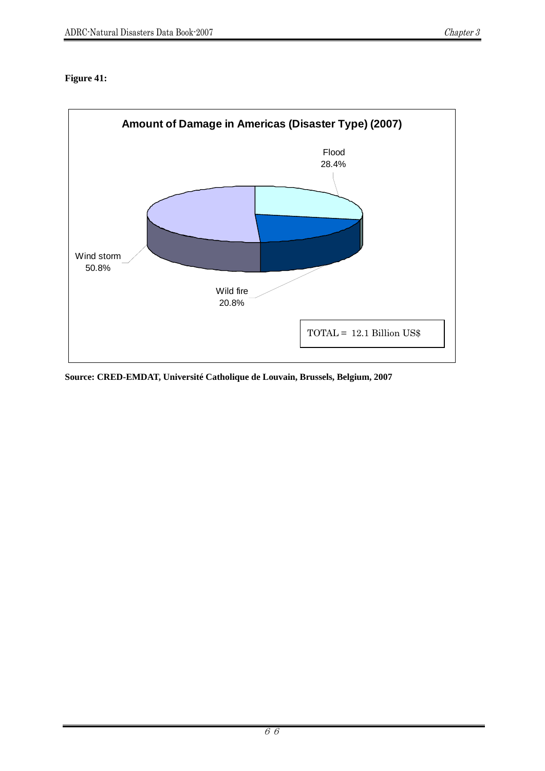**Figure 41:**

**Amount of Damage in Americas (Disaster Type) (2007)**

Flood 28.4%

Wild fire 20.8%

Wind storm 50.8%

TOTAL = 12.1 Billion US$

**Source: CRED-EMDAT, Université Catholique de Louvain, Brussels, Belgium, 2007**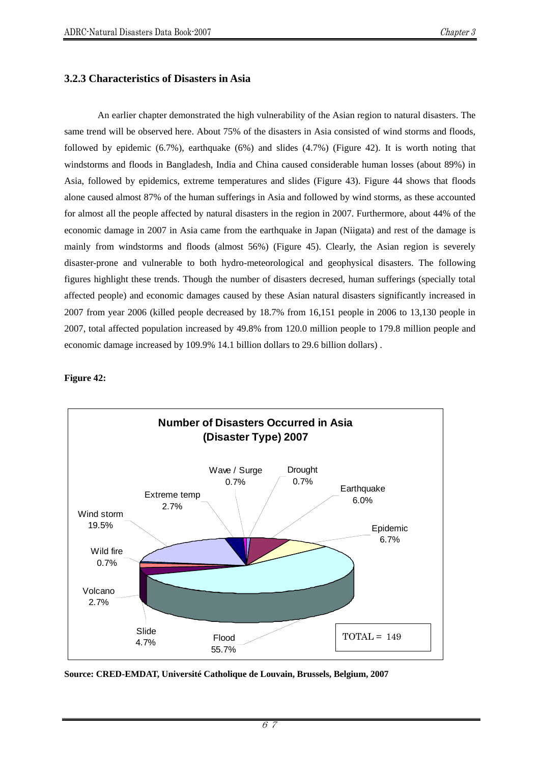### 3.2.3 Characteristics of Disasters in Asia

An earlier chapter demonstrated the high vulnerability of the Asian region to natural disasters. The same trend will be observed here. About 75% of the disasters in Asia consisted of wind storms and floods, followed by epidemic (6.7%), earthquake (6%) and slides (4.7%) (Figure 42). It is worth noting that windstorms and floods in Bangladesh, India and China caused considerable human losses (about 89%) in Asia, followed by epidemics, extreme temperatures and slides (Figure 43). Figure 44 shows that floods alone caused almost 87% of the human sufferings in Asia and followed by wind storms, as these accounted for almost all the people affected by natural disasters in the region in 2007. Furthermore, about 44% of the economic damage in 2007 in Asia came from the earthquake in Japan (Niigata) and rest of the damage is mainly from windstorms and floods (almost 56%) (Figure 45). Clearly, the Asian region is severely disaster-prone and vulnerable to both hydro-meteorological and geophysical disasters. The following figures highlight these trends. Though the number of disasters decresed, human sufferings (specially total affected people) and economic damages caused by these Asian natural disasters significantly increased in 2007 from year 2006 (killed people decreased by 18.7% from 16,151 people in 2006 to 13,130 people in 2007, total affected population increased by 49.8% from 120.0 million people to 179.8 million people and economic damage increased by 109.9% 14.1 billion dollars to 29.6 billion dollars) .

**Figure 42:**

**Number of Disasters Occurred in Asia (Disaster Type) 2007**

| Disaster Type | Share |
|---|---|
| Flood | 55.7% |
| Wind storm | 19.5% |
| Epidemic | 6.7% |
| Earthquake | 6.0% |
| Slide | 4.7% |
| Volcano | 2.7% |
| Extreme temp | 2.7% |
| Wild fire | 0.7% |
| Wave / Surge | 0.7% |
| Drought | 0.7% |

TOTAL = 149

**Source: CRED-EMDAT, Université Catholique de Louvain, Brussels, Belgium, 2007**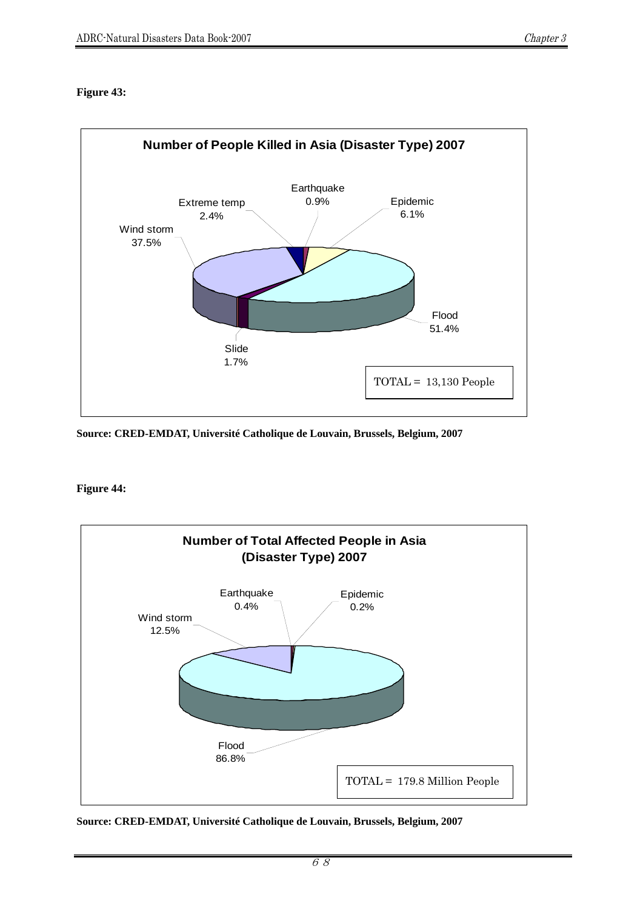**Figure 43:**

**Number of People Killed in Asia (Disaster Type) 2007**

Earthquake 0.9%

Epidemic 6.1%

Extreme temp 2.4%

Wind storm 37.5%

Flood 51.4%

Slide 1.7%

TOTAL = 13,130 People

**Source: CRED-EMDAT, Université Catholique de Louvain, Brussels, Belgium, 2007**

**Figure 44:**

**Number of Total Affected People in Asia (Disaster Type) 2007**

Earthquake 0.4%

Epidemic 0.2%

Wind storm 12.5%

Flood 86.8%

TOTAL = 179.8 Million People

**Source: CRED-EMDAT, Université Catholique de Louvain, Brussels, Belgium, 2007**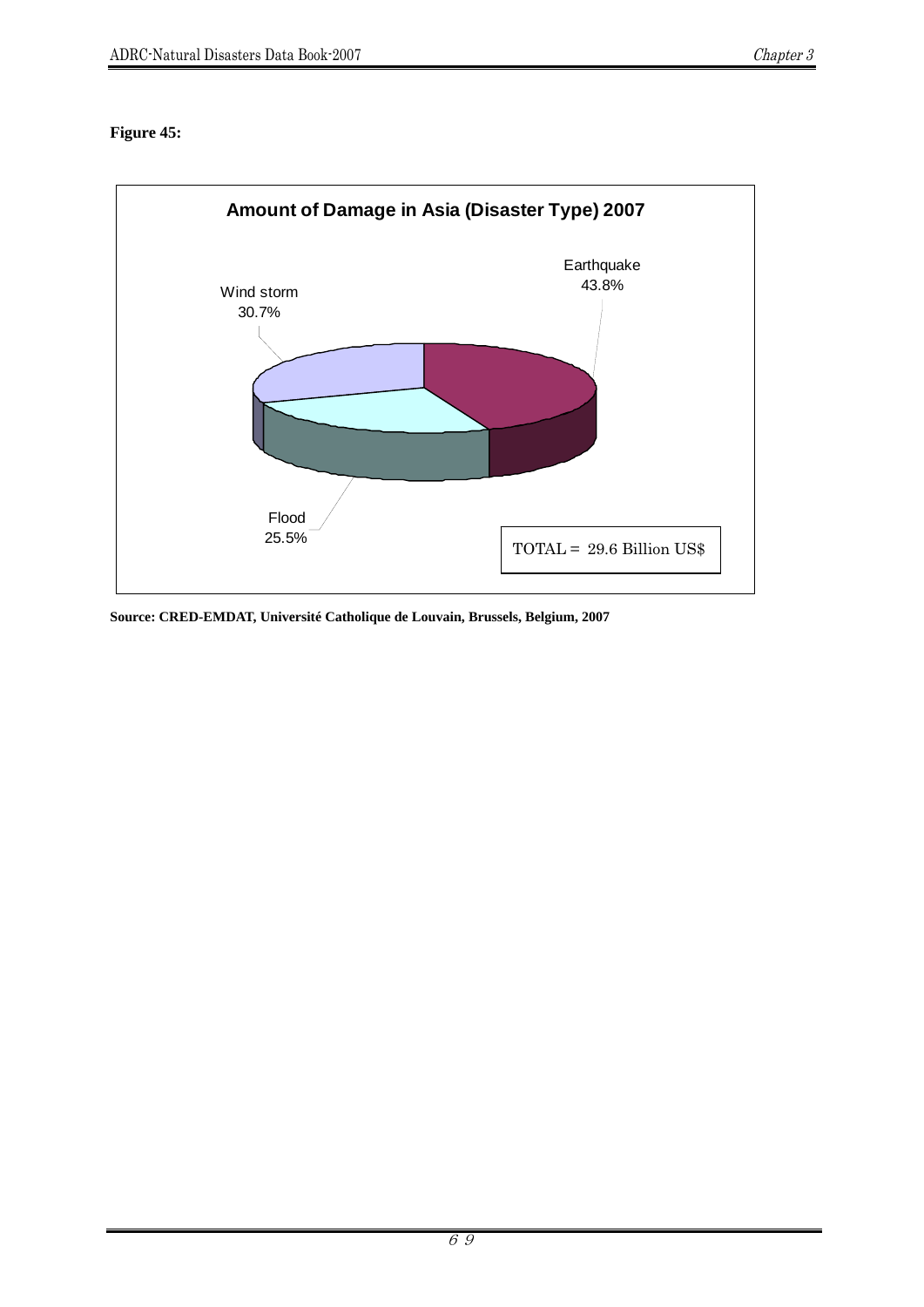**Figure 45:**

**Amount of Damage in Asia (Disaster Type) 2007**

| Disaster Type | Share |
| --- | --- |
| Earthquake | 43.8% |
| Wind storm | 30.7% |
| Flood | 25.5% |

TOTAL = 29.6 Billion US$

**Source: CRED-EMDAT, Université Catholique de Louvain, Brussels, Belgium, 2007**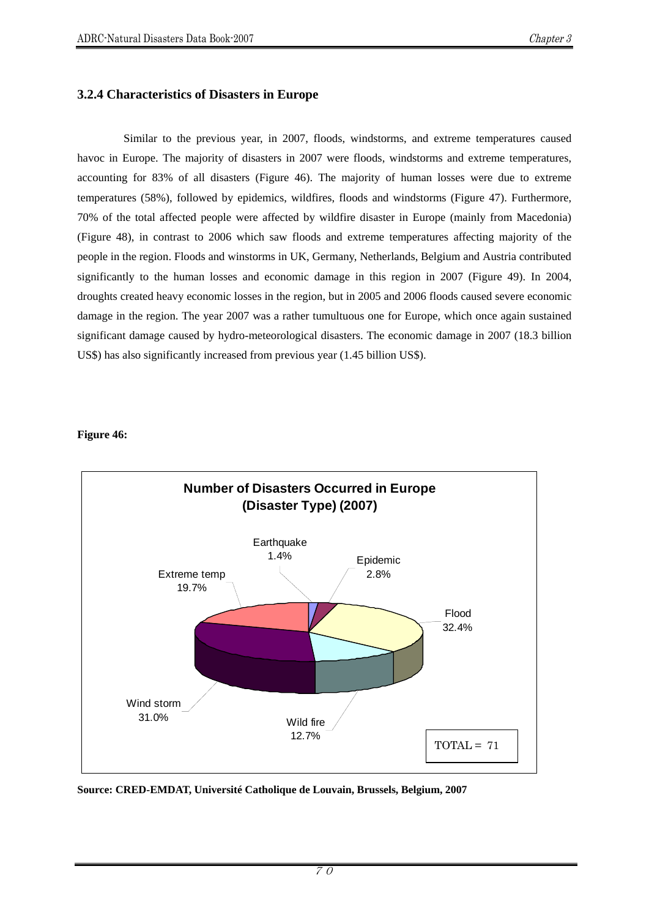### 3.2.4 Characteristics of Disasters in Europe

Similar to the previous year, in 2007, floods, windstorms, and extreme temperatures caused havoc in Europe. The majority of disasters in 2007 were floods, windstorms and extreme temperatures, accounting for 83% of all disasters (Figure 46). The majority of human losses were due to extreme temperatures (58%), followed by epidemics, wildfires, floods and windstorms (Figure 47). Furthermore, 70% of the total affected people were affected by wildfire disaster in Europe (mainly from Macedonia) (Figure 48), in contrast to 2006 which saw floods and extreme temperatures affecting majority of the people in the region. Floods and winstorms in UK, Germany, Netherlands, Belgium and Austria contributed significantly to the human losses and economic damage in this region in 2007 (Figure 49). In 2004, droughts created heavy economic losses in the region, but in 2005 and 2006 floods caused severe economic damage in the region. The year 2007 was a rather tumultuous one for Europe, which once again sustained significant damage caused by hydro-meteorological disasters. The economic damage in 2007 (18.3 billion US$) has also significantly increased from previous year (1.45 billion US$).

**Figure 46:**

**Number of Disasters Occurred in Europe (Disaster Type) (2007)**

| Disaster Type | Percentage |
|---|---|
| Earthquake | 1.4% |
| Epidemic | 2.8% |
| Flood | 32.4% |
| Wild fire | 12.7% |
| Wind storm | 31.0% |
| Extreme temp | 19.7% |

TOTAL = 71

**Source: CRED-EMDAT, Université Catholique de Louvain, Brussels, Belgium, 2007**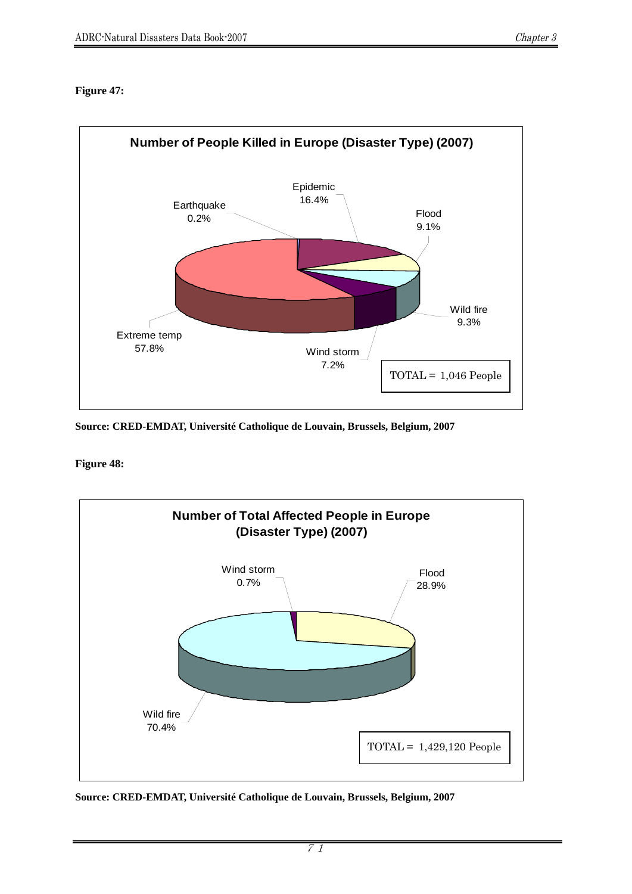**Figure 47:**

**Number of People Killed in Europe (Disaster Type) (2007)**

| Disaster Type | Percentage |
|---|---|
| Earthquake | 0.2% |
| Epidemic | 16.4% |
| Flood | 9.1% |
| Wild fire | 9.3% |
| Wind storm | 7.2% |
| Extreme temp | 57.8% |

TOTAL = 1,046 People

**Source: CRED-EMDAT, Université Catholique de Louvain, Brussels, Belgium, 2007**

**Figure 48:**

**Number of Total Affected People in Europe (Disaster Type) (2007)**

| Disaster Type | Percentage |
|---|---|
| Wind storm | 0.7% |
| Flood | 28.9% |
| Wild fire | 70.4% |

TOTAL = 1,429,120 People

**Source: CRED-EMDAT, Université Catholique de Louvain, Brussels, Belgium, 2007**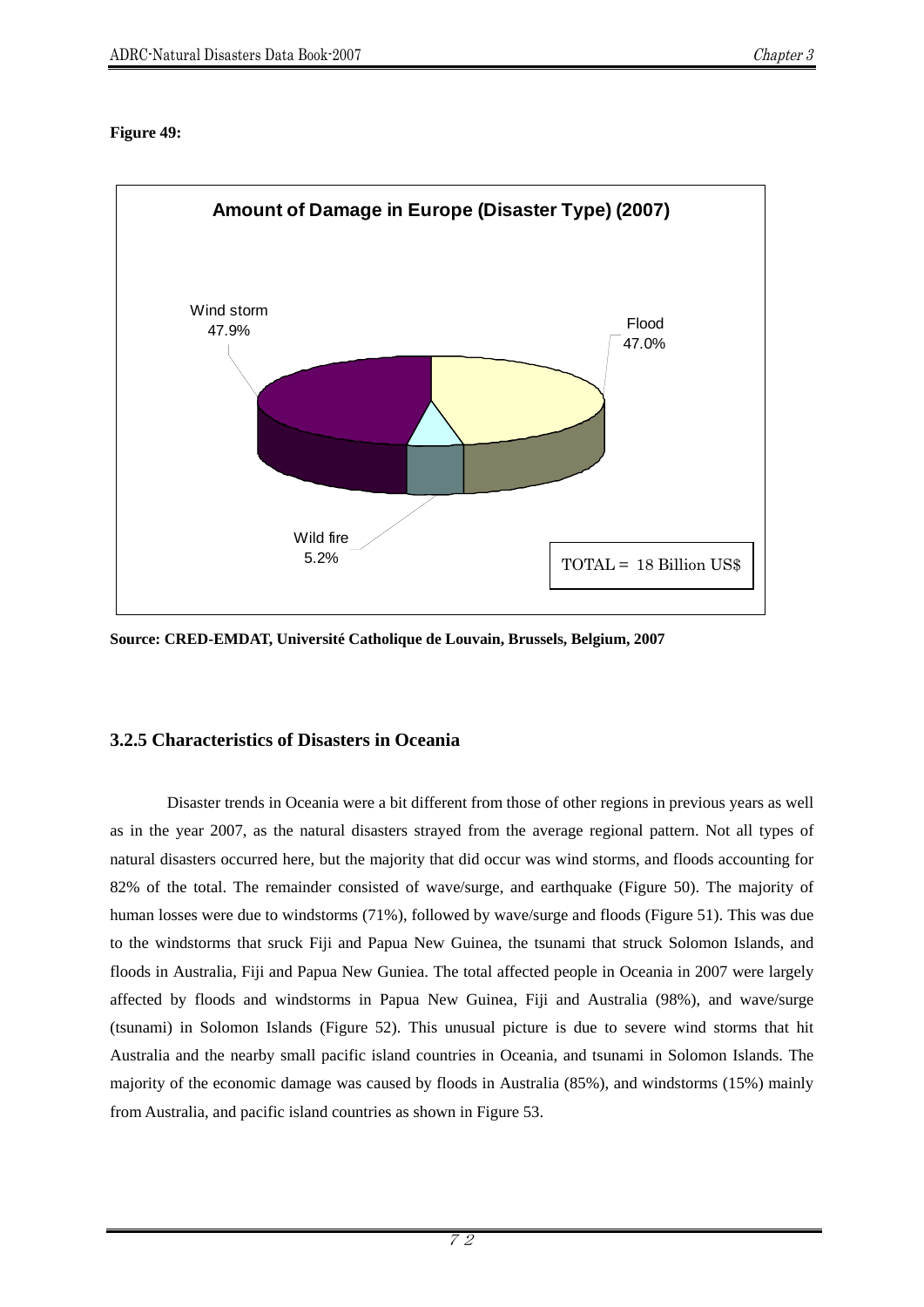**Figure 49:**

**Amount of Damage in Europe (Disaster Type) (2007)**

Wind storm 47.9%

Flood 47.0%

Wild fire 5.2%

TOTAL = 18 Billion US$

**Source: CRED-EMDAT, Université Catholique de Louvain, Brussels, Belgium, 2007**

### 3.2.5 Characteristics of Disasters in Oceania

Disaster trends in Oceania were a bit different from those of other regions in previous years as well as in the year 2007, as the natural disasters strayed from the average regional pattern. Not all types of natural disasters occurred here, but the majority that did occur was wind storms, and floods accounting for 82% of the total. The remainder consisted of wave/surge, and earthquake (Figure 50). The majority of human losses were due to windstorms (71%), followed by wave/surge and floods (Figure 51). This was due to the windstorms that sruck Fiji and Papua New Guinea, the tsunami that struck Solomon Islands, and floods in Australia, Fiji and Papua New Guniea. The total affected people in Oceania in 2007 were largely affected by floods and windstorms in Papua New Guinea, Fiji and Australia (98%), and wave/surge (tsunami) in Solomon Islands (Figure 52). This unusual picture is due to severe wind storms that hit Australia and the nearby small pacific island countries in Oceania, and tsunami in Solomon Islands. The majority of the economic damage was caused by floods in Australia (85%), and windstorms (15%) mainly from Australia, and pacific island countries as shown in Figure 53.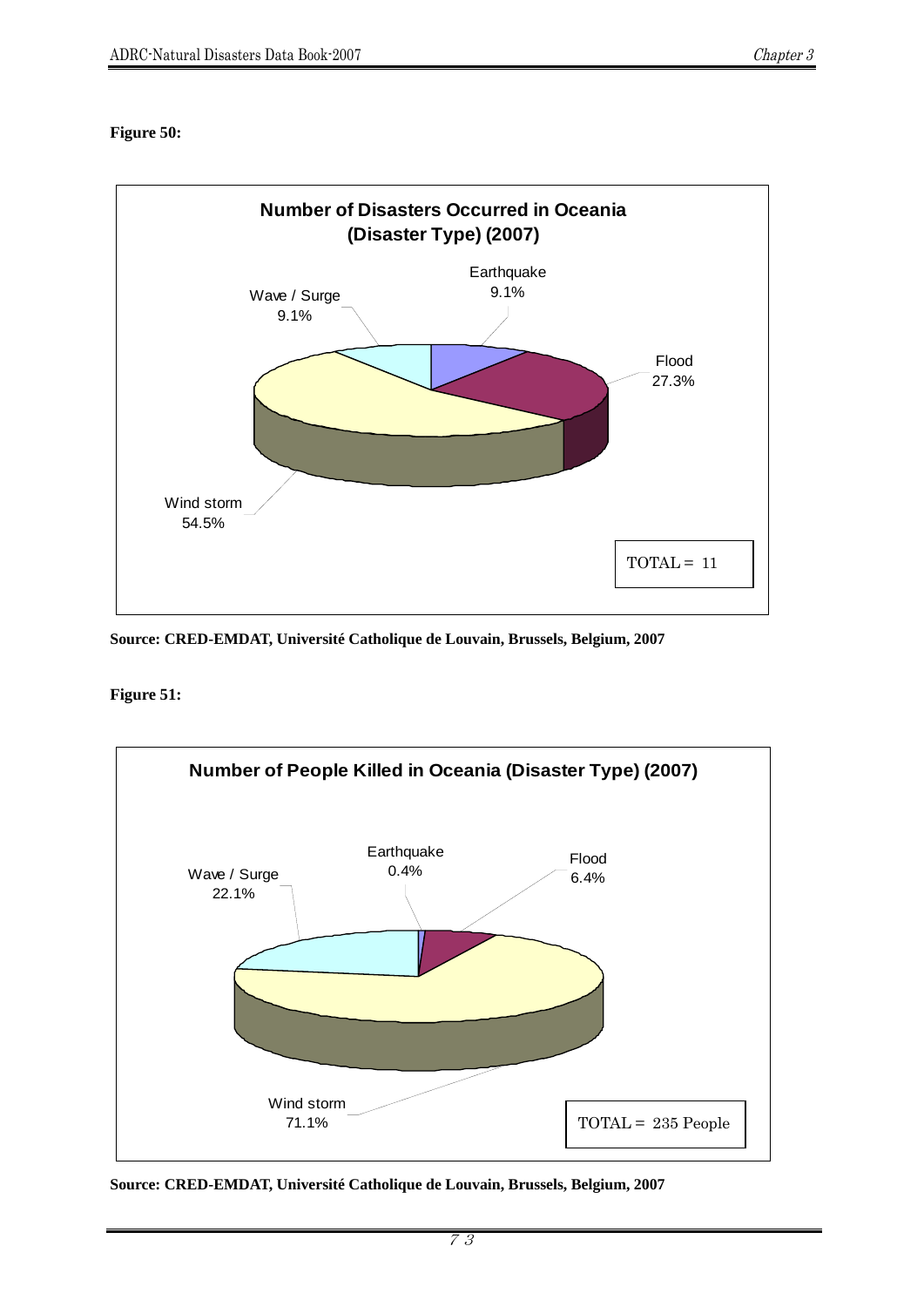**Figure 50:**

**Number of Disasters Occurred in Oceania (Disaster Type) (2007)**

| Disaster Type | Share |
|---|---|
| Earthquake | 9.1% |
| Flood | 27.3% |
| Wind storm | 54.5% |
| Wave / Surge | 9.1% |

TOTAL = 11

**Source: CRED-EMDAT, Université Catholique de Louvain, Brussels, Belgium, 2007**

**Figure 51:**

**Number of People Killed in Oceania (Disaster Type) (2007)**

| Disaster Type | Share |
|---|---|
| Earthquake | 0.4% |
| Flood | 6.4% |
| Wind storm | 71.1% |
| Wave / Surge | 22.1% |

TOTAL = 235 People

**Source: CRED-EMDAT, Université Catholique de Louvain, Brussels, Belgium, 2007**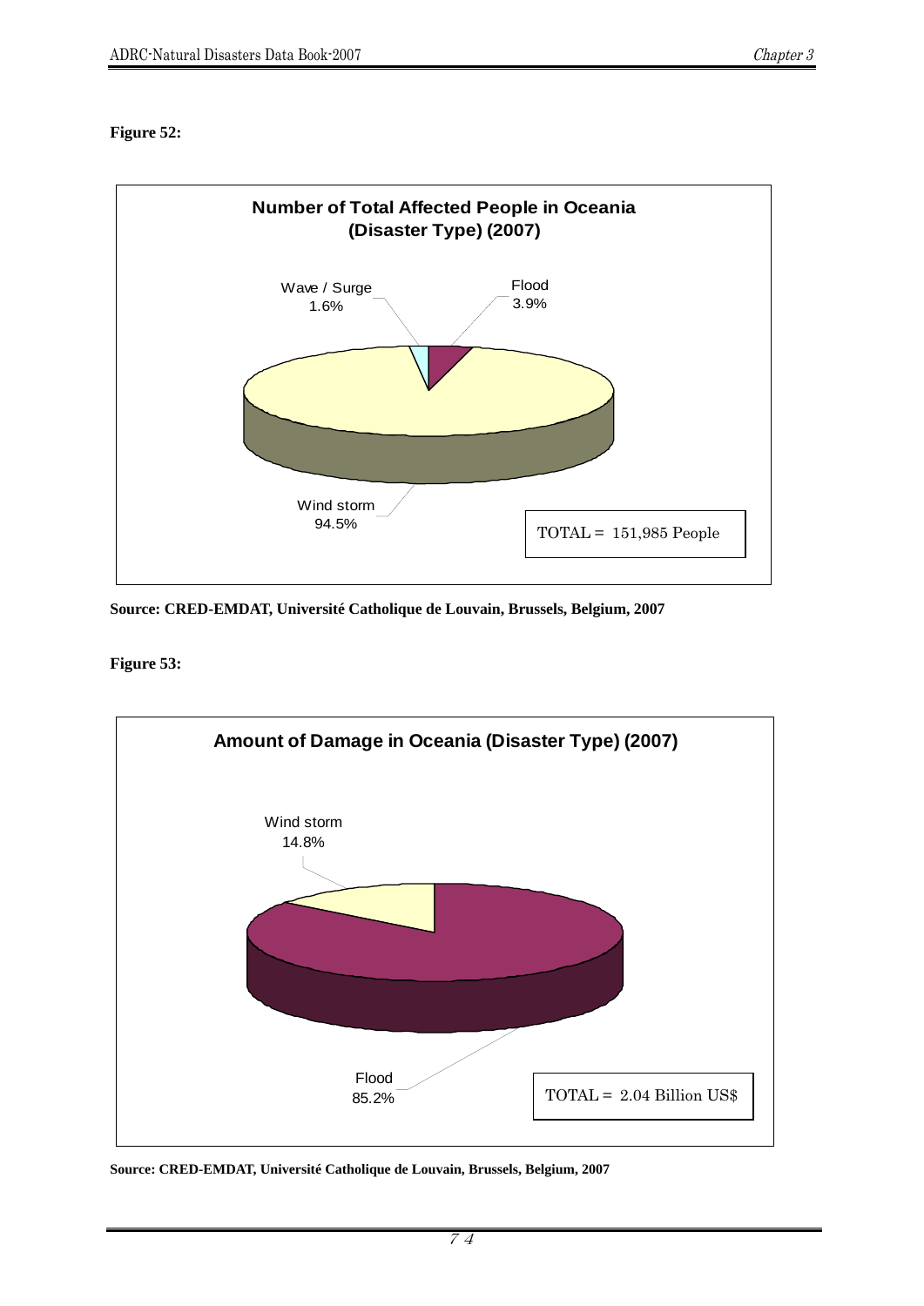**Figure 52:**

**Number of Total Affected People in Oceania (Disaster Type) (2007)**

Wave / Surge 1.6%

Flood 3.9%

Wind storm 94.5%

TOTAL = 151,985 People

**Source: CRED-EMDAT, Université Catholique de Louvain, Brussels, Belgium, 2007**

**Figure 53:**

**Amount of Damage in Oceania (Disaster Type) (2007)**

Wind storm 14.8%

Flood 85.2%

TOTAL = 2.04 Billion US$

**Source: CRED-EMDAT, Université Catholique de Louvain, Brussels, Belgium, 2007**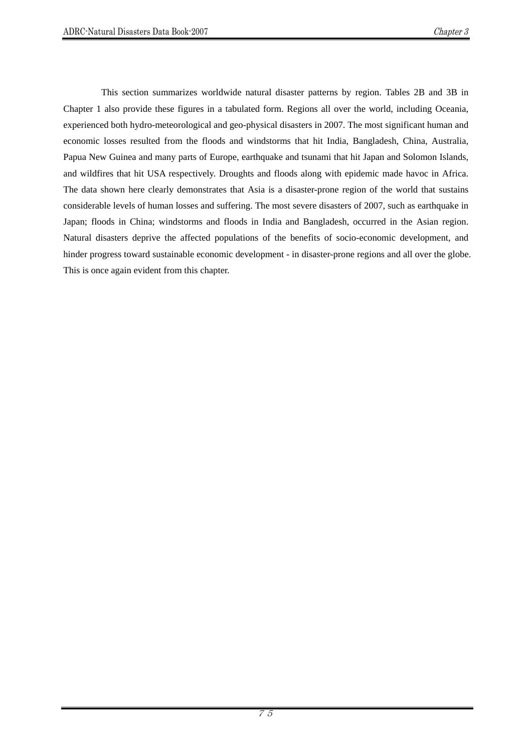This section summarizes worldwide natural disaster patterns by region. Tables 2B and 3B in Chapter 1 also provide these figures in a tabulated form. Regions all over the world, including Oceania, experienced both hydro-meteorological and geo-physical disasters in 2007. The most significant human and economic losses resulted from the floods and windstorms that hit India, Bangladesh, China, Australia, Papua New Guinea and many parts of Europe, earthquake and tsunami that hit Japan and Solomon Islands, and wildfires that hit USA respectively. Droughts and floods along with epidemic made havoc in Africa. The data shown here clearly demonstrates that Asia is a disaster-prone region of the world that sustains considerable levels of human losses and suffering. The most severe disasters of 2007, such as earthquake in Japan; floods in China; windstorms and floods in India and Bangladesh, occurred in the Asian region. Natural disasters deprive the affected populations of the benefits of socio-economic development, and hinder progress toward sustainable economic development - in disaster-prone regions and all over the globe. This is once again evident from this chapter.